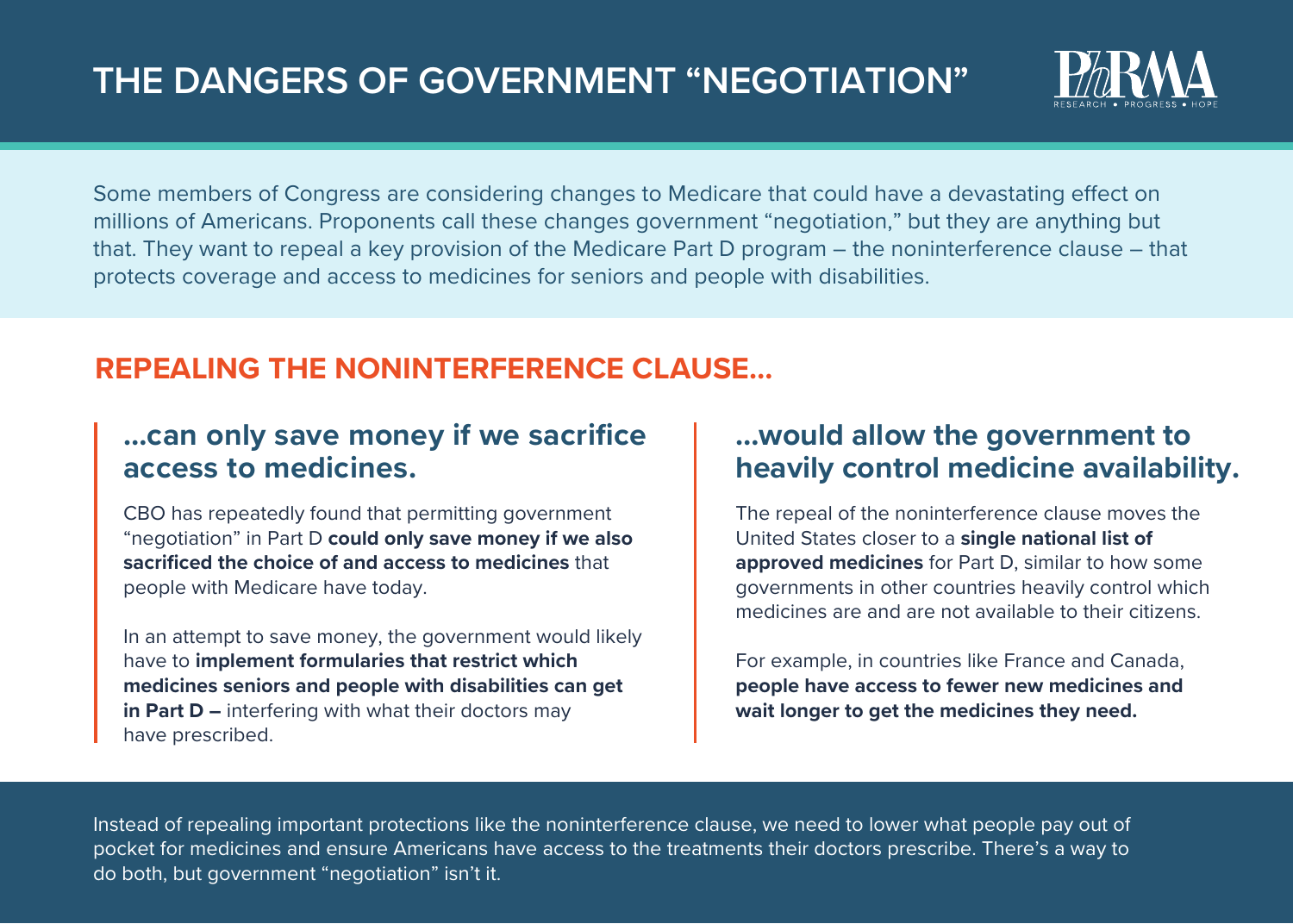# THE DANGERS OF GOVERNMENT "NEGOTIATION"

PhRMA
RESEARCH • PROGRESS • HOPE

Some members of Congress are considering changes to Medicare that could have a devastating effect on millions of Americans. Proponents call these changes government "negotiation," but they are anything but that. They want to repeal a key provision of the Medicare Part D program – the noninterference clause – that protects coverage and access to medicines for seniors and people with disabilities.

## REPEALING THE NONINTERFERENCE CLAUSE...

### ...can only save money if we sacrifice access to medicines.

CBO has repeatedly found that permitting government "negotiation" in Part D **could only save money if we also sacrificed the choice of and access to medicines** that people with Medicare have today.

In an attempt to save money, the government would likely have to **implement formularies that restrict which medicines seniors and people with disabilities can get in Part D –** interfering with what their doctors may have prescribed.

### ...would allow the government to heavily control medicine availability.

The repeal of the noninterference clause moves the United States closer to a **single national list of approved medicines** for Part D, similar to how some governments in other countries heavily control which medicines are and are not available to their citizens.

For example, in countries like France and Canada, **people have access to fewer new medicines and wait longer to get the medicines they need.**

Instead of repealing important protections like the noninterference clause, we need to lower what people pay out of pocket for medicines and ensure Americans have access to the treatments their doctors prescribe. There's a way to do both, but government "negotiation" isn't it.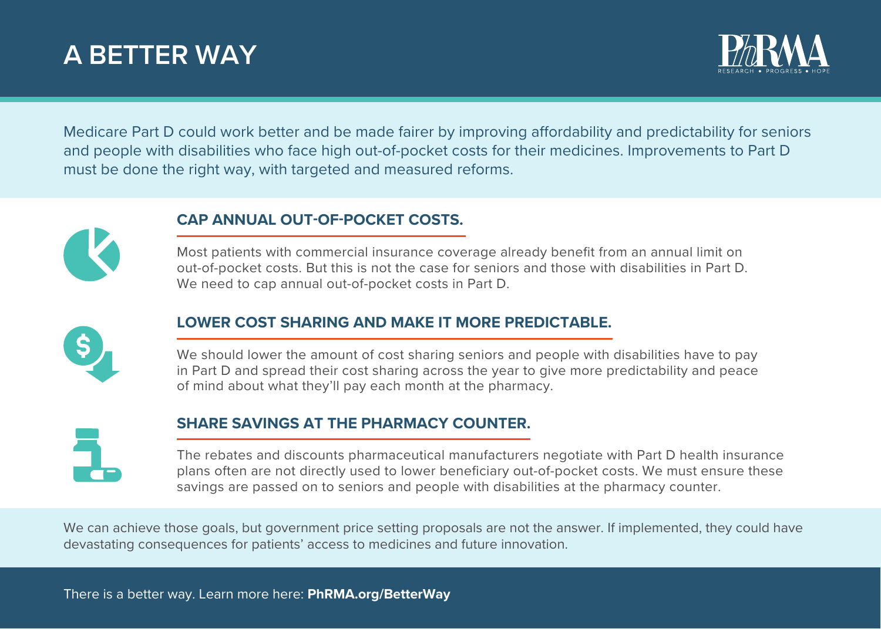# A BETTER WAY

PhRMA
RESEARCH • PROGRESS • HOPE

Medicare Part D could work better and be made fairer by improving affordability and predictability for seniors and people with disabilities who face high out-of-pocket costs for their medicines. Improvements to Part D must be done the right way, with targeted and measured reforms.

## CAP ANNUAL OUT-OF-POCKET COSTS.

Most patients with commercial insurance coverage already benefit from an annual limit on out-of-pocket costs. But this is not the case for seniors and those with disabilities in Part D. We need to cap annual out-of-pocket costs in Part D.

## LOWER COST SHARING AND MAKE IT MORE PREDICTABLE.

We should lower the amount of cost sharing seniors and people with disabilities have to pay in Part D and spread their cost sharing across the year to give more predictability and peace of mind about what they'll pay each month at the pharmacy.

## SHARE SAVINGS AT THE PHARMACY COUNTER.

The rebates and discounts pharmaceutical manufacturers negotiate with Part D health insurance plans often are not directly used to lower beneficiary out-of-pocket costs. We must ensure these savings are passed on to seniors and people with disabilities at the pharmacy counter.

We can achieve those goals, but government price setting proposals are not the answer. If implemented, they could have devastating consequences for patients' access to medicines and future innovation.

There is a better way. Learn more here: **PhRMA.org/BetterWay**